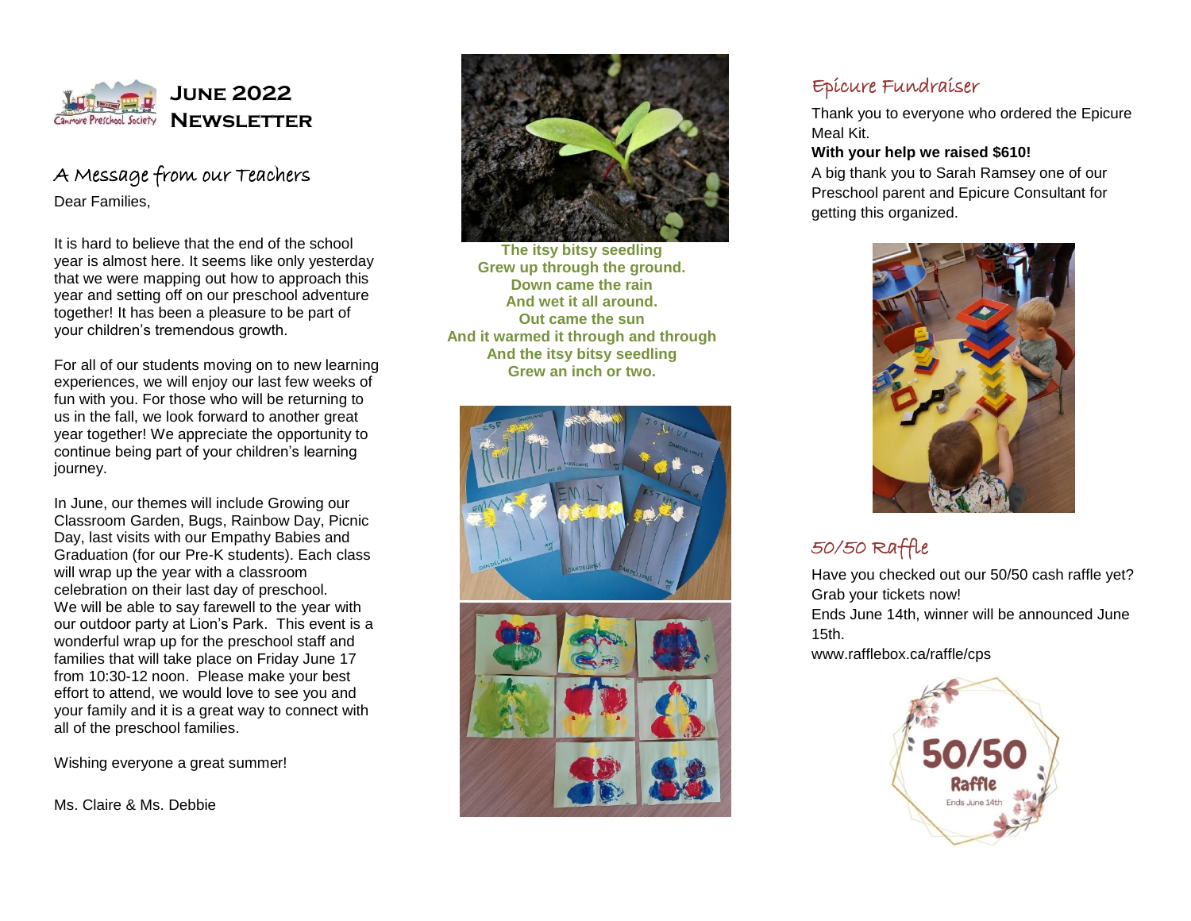# June 2022 Newsletter

## A Message from our Teachers

Dear Families,

It is hard to believe that the end of the school year is almost here. It seems like only yesterday that we were mapping out how to approach this year and setting off on our preschool adventure together! It has been a pleasure to be part of your children's tremendous growth.

For all of our students moving on to new learning experiences, we will enjoy our last few weeks of fun with you. For those who will be returning to us in the fall, we look forward to another great year together! We appreciate the opportunity to continue being part of your children's learning journey.

In June, our themes will include Growing our Classroom Garden, Bugs, Rainbow Day, Picnic Day, last visits with our Empathy Babies and Graduation (for our Pre-K students). Each class will wrap up the year with a classroom celebration on their last day of preschool.
We will be able to say farewell to the year with our outdoor party at Lion's Park. This event is a wonderful wrap up for the preschool staff and families that will take place on Friday June 17 from 10:30-12 noon. Please make your best effort to attend, we would love to see you and your family and it is a great way to connect with all of the preschool families.

Wishing everyone a great summer!

Ms. Claire & Ms. Debbie

**The itsy bitsy seedling**
**Grew up through the ground.**
**Down came the rain**
**And wet it all around.**
**Out came the sun**
**And it warmed it through and through**
**And the itsy bitsy seedling**
**Grew an inch or two.**

## Epicure Fundraiser

Thank you to everyone who ordered the Epicure Meal Kit.

**With your help we raised $610!**

A big thank you to Sarah Ramsey one of our Preschool parent and Epicure Consultant for getting this organized.

## 50/50 Raffle

Have you checked out our 50/50 cash raffle yet? Grab your tickets now!

Ends June 14th, winner will be announced June 15th.

www.rafflebox.ca/raffle/cps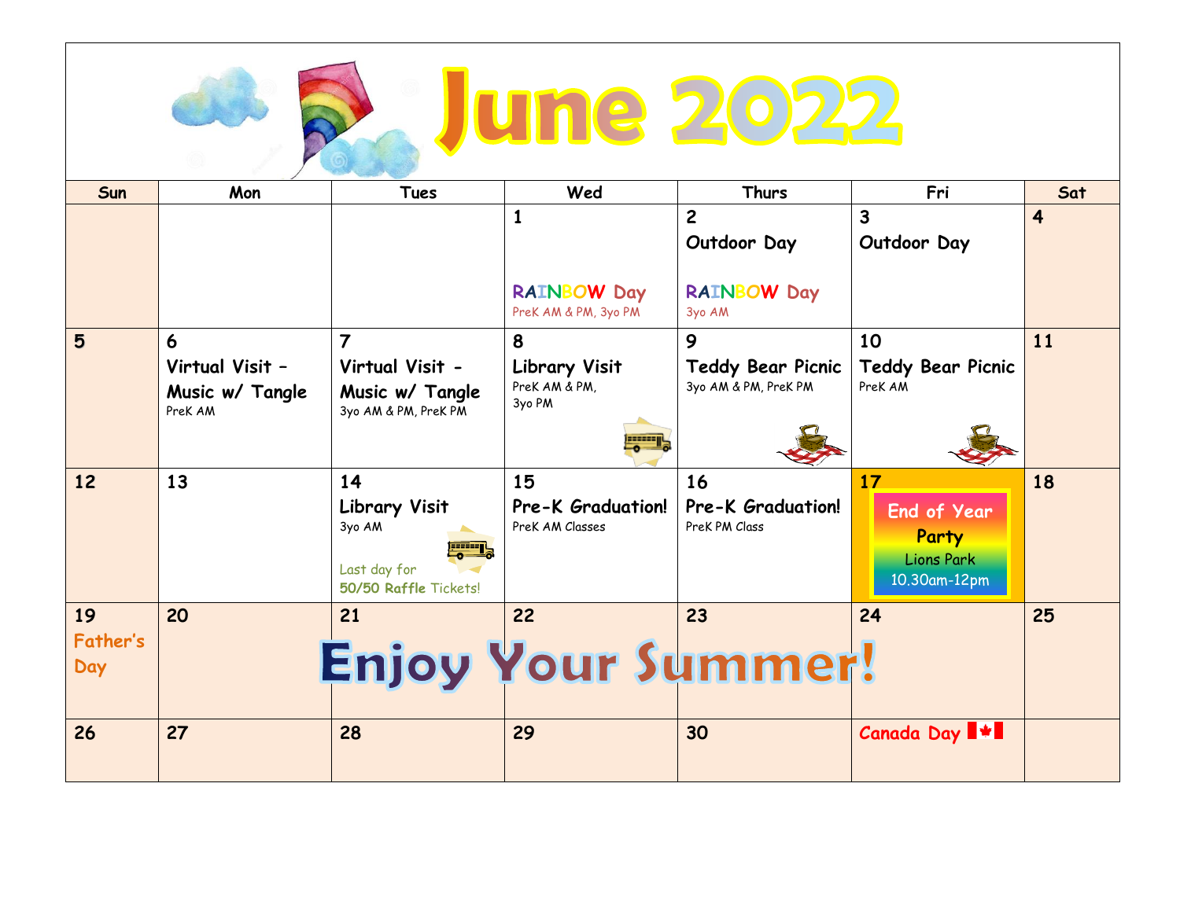# June 2022

| Sun | Mon | Tues | Wed | Thurs | Fri | Sat |
|---|---|---|---|---|---|---|
| | | | 1<br><br>RAINBOW Day<br>PreK AM & PM, 3yo PM | 2<br>Outdoor Day<br><br>RAINBOW Day<br>3yo AM | 3<br>Outdoor Day | 4 |
| 5 | 6<br>Virtual Visit – Music w/ Tangle<br>PreK AM | 7<br>Virtual Visit - Music w/ Tangle<br>3yo AM & PM, PreK PM | 8<br>Library Visit<br>PreK AM & PM, 3yo PM | 9<br>Teddy Bear Picnic<br>3yo AM & PM, PreK PM | 10<br>Teddy Bear Picnic<br>PreK AM | 11 |
| 12 | 13 | 14<br>Library Visit<br>3yo AM<br><br>Last day for **50/50 Raffle** Tickets! | 15<br>Pre-K Graduation!<br>PreK AM Classes | 16<br>Pre-K Graduation!<br>PreK PM Class | 17<br>End of Year Party<br>Lions Park<br>10.30am-12pm | 18 |
| 19<br>Father's Day | 20 | 21 | 22 | 23 | 24 | 25 |
| 26 | 27 | 28 | 29 | 30 | Canada Day | |

Enjoy Your Summer!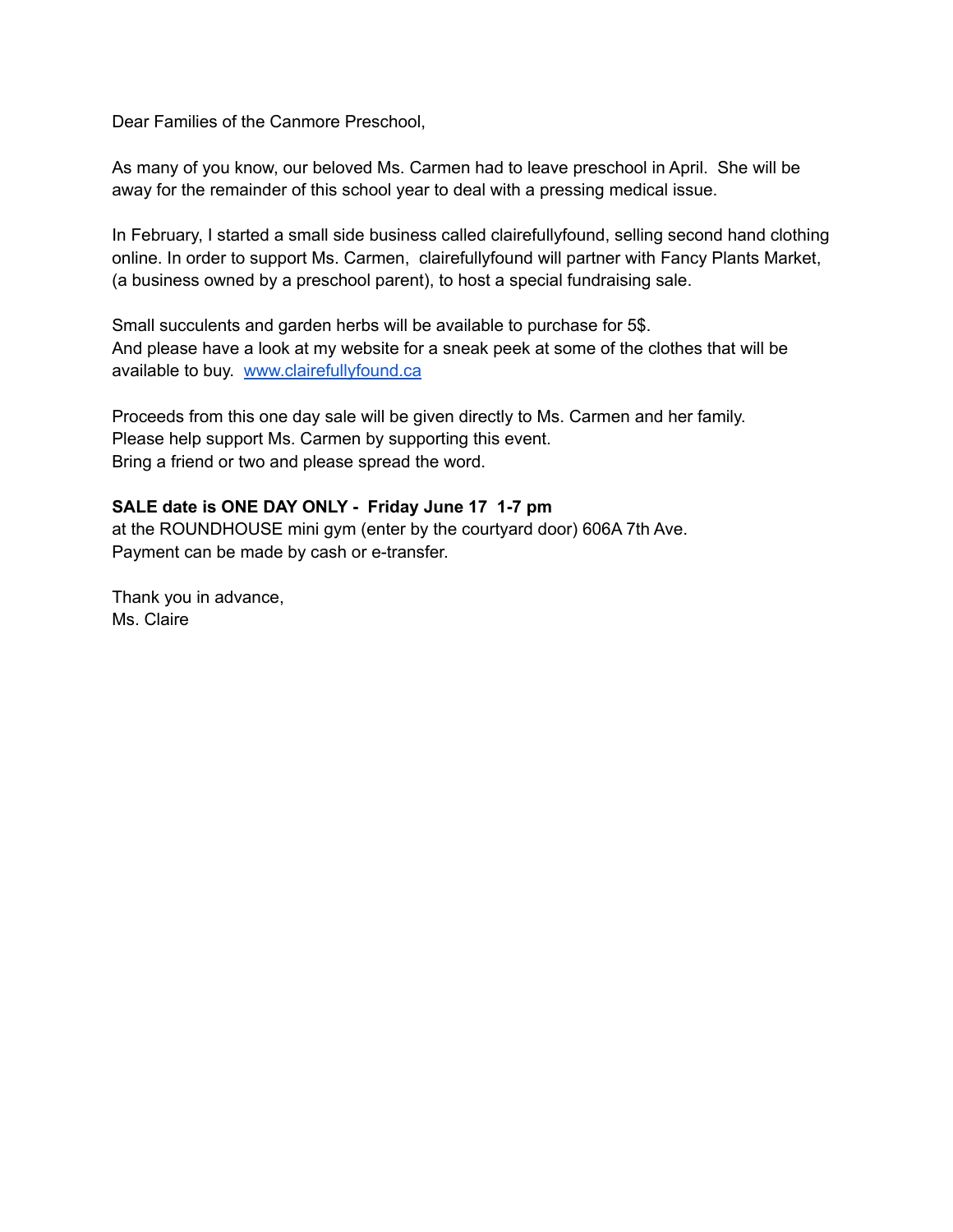Dear Families of the Canmore Preschool,

As many of you know, our beloved Ms. Carmen had to leave preschool in April. She will be away for the remainder of this school year to deal with a pressing medical issue.

In February, I started a small side business called clairefullyfound, selling second hand clothing online. In order to support Ms. Carmen, clairefullyfound will partner with Fancy Plants Market, (a business owned by a preschool parent), to host a special fundraising sale.

Small succulents and garden herbs will be available to purchase for 5$.
And please have a look at my website for a sneak peek at some of the clothes that will be available to buy. [www.clairefullyfound.ca](http://www.clairefullyfound.ca)

Proceeds from this one day sale will be given directly to Ms. Carmen and her family.
Please help support Ms. Carmen by supporting this event.
Bring a friend or two and please spread the word.

**SALE date is ONE DAY ONLY - Friday June 17 1-7 pm**
at the ROUNDHOUSE mini gym (enter by the courtyard door) 606A 7th Ave.
Payment can be made by cash or e-transfer.

Thank you in advance,
Ms. Claire